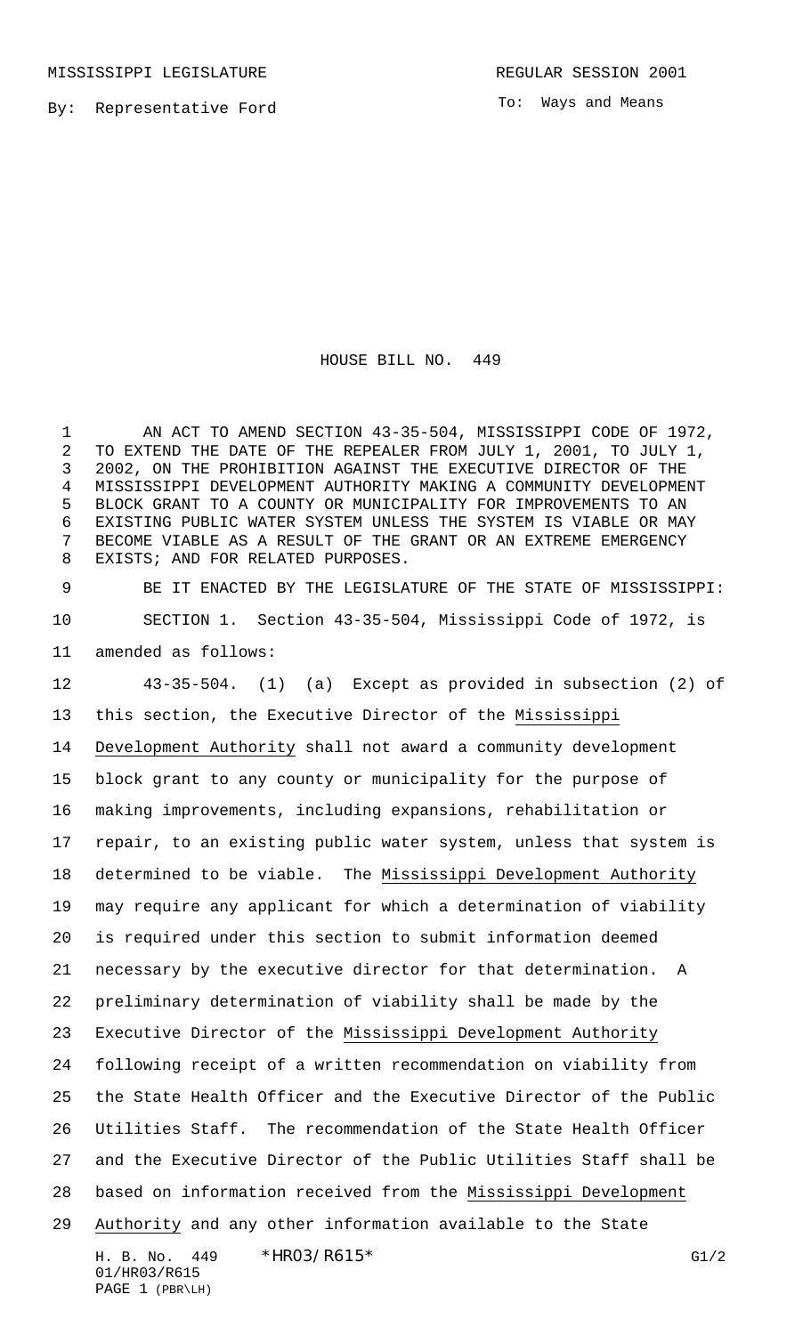MISSISSIPPI LEGISLATURE REGULAR SESSION 2001

By: Representative Ford

To: Ways and Means

# HOUSE BILL NO. 449

AN ACT TO AMEND SECTION 43-35-504, MISSISSIPPI CODE OF 1972, TO EXTEND THE DATE OF THE REPEALER FROM JULY 1, 2001, TO JULY 1, 2002, ON THE PROHIBITION AGAINST THE EXECUTIVE DIRECTOR OF THE MISSISSIPPI DEVELOPMENT AUTHORITY MAKING A COMMUNITY DEVELOPMENT BLOCK GRANT TO A COUNTY OR MUNICIPALITY FOR IMPROVEMENTS TO AN EXISTING PUBLIC WATER SYSTEM UNLESS THE SYSTEM IS VIABLE OR MAY BECOME VIABLE AS A RESULT OF THE GRANT OR AN EXTREME EMERGENCY EXISTS; AND FOR RELATED PURPOSES.

BE IT ENACTED BY THE LEGISLATURE OF THE STATE OF MISSISSIPPI:

SECTION 1. Section 43-35-504, Mississippi Code of 1972, is amended as follows:

43-35-504. (1) (a) Except as provided in subsection (2) of this section, the Executive Director of the Mississippi Development Authority shall not award a community development block grant to any county or municipality for the purpose of making improvements, including expansions, rehabilitation or repair, to an existing public water system, unless that system is determined to be viable. The Mississippi Development Authority may require any applicant for which a determination of viability is required under this section to submit information deemed necessary by the executive director for that determination. A preliminary determination of viability shall be made by the Executive Director of the Mississippi Development Authority following receipt of a written recommendation on viability from the State Health Officer and the Executive Director of the Public Utilities Staff. The recommendation of the State Health Officer and the Executive Director of the Public Utilities Staff shall be based on information received from the Mississippi Development Authority and any other information available to the State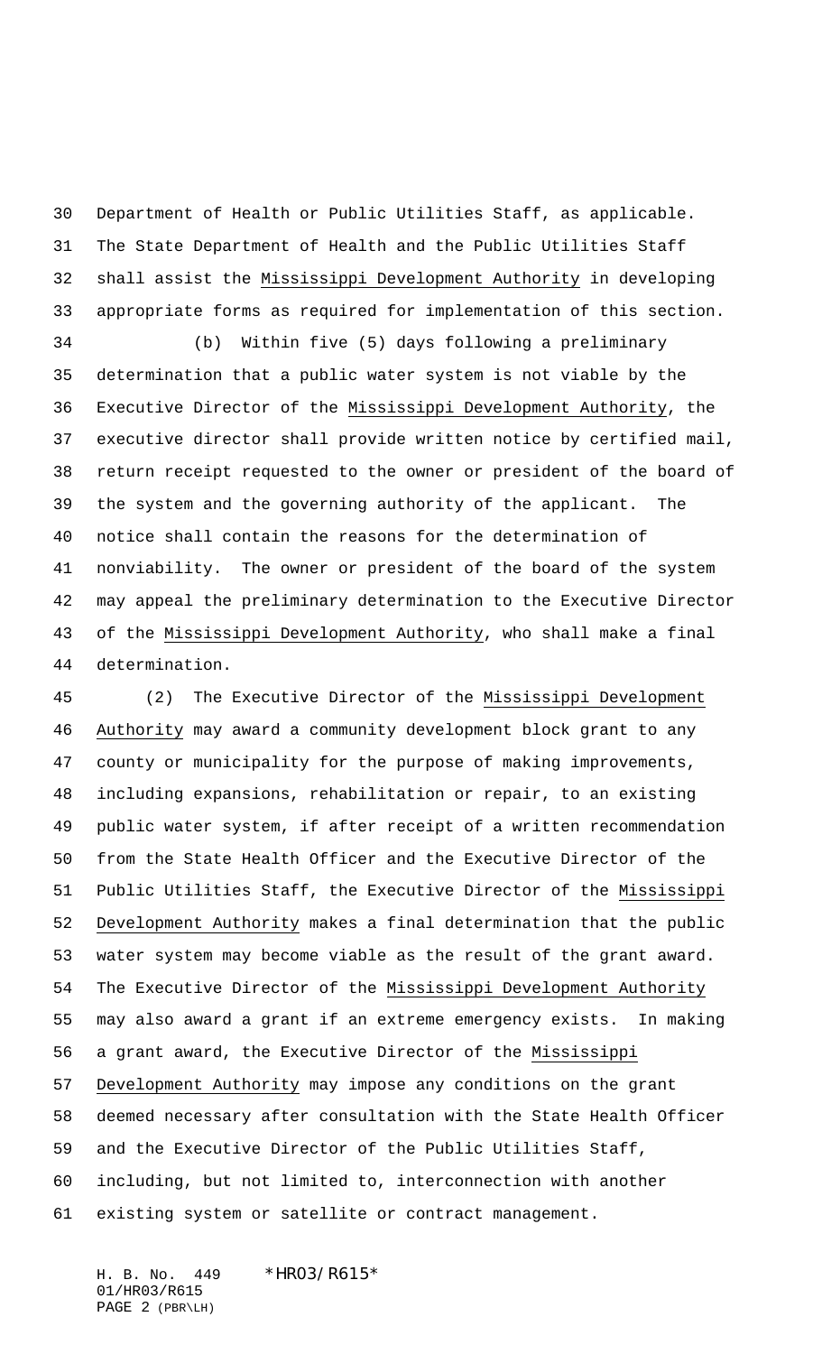Department of Health or Public Utilities Staff, as applicable. The State Department of Health and the Public Utilities Staff shall assist the Mississippi Development Authority in developing appropriate forms as required for implementation of this section.

(b) Within five (5) days following a preliminary determination that a public water system is not viable by the Executive Director of the Mississippi Development Authority, the executive director shall provide written notice by certified mail, return receipt requested to the owner or president of the board of the system and the governing authority of the applicant. The notice shall contain the reasons for the determination of nonviability. The owner or president of the board of the system may appeal the preliminary determination to the Executive Director of the Mississippi Development Authority, who shall make a final determination.

(2) The Executive Director of the Mississippi Development Authority may award a community development block grant to any county or municipality for the purpose of making improvements, including expansions, rehabilitation or repair, to an existing public water system, if after receipt of a written recommendation from the State Health Officer and the Executive Director of the Public Utilities Staff, the Executive Director of the Mississippi Development Authority makes a final determination that the public water system may become viable as the result of the grant award. The Executive Director of the Mississippi Development Authority may also award a grant if an extreme emergency exists. In making a grant award, the Executive Director of the Mississippi Development Authority may impose any conditions on the grant deemed necessary after consultation with the State Health Officer and the Executive Director of the Public Utilities Staff, including, but not limited to, interconnection with another existing system or satellite or contract management.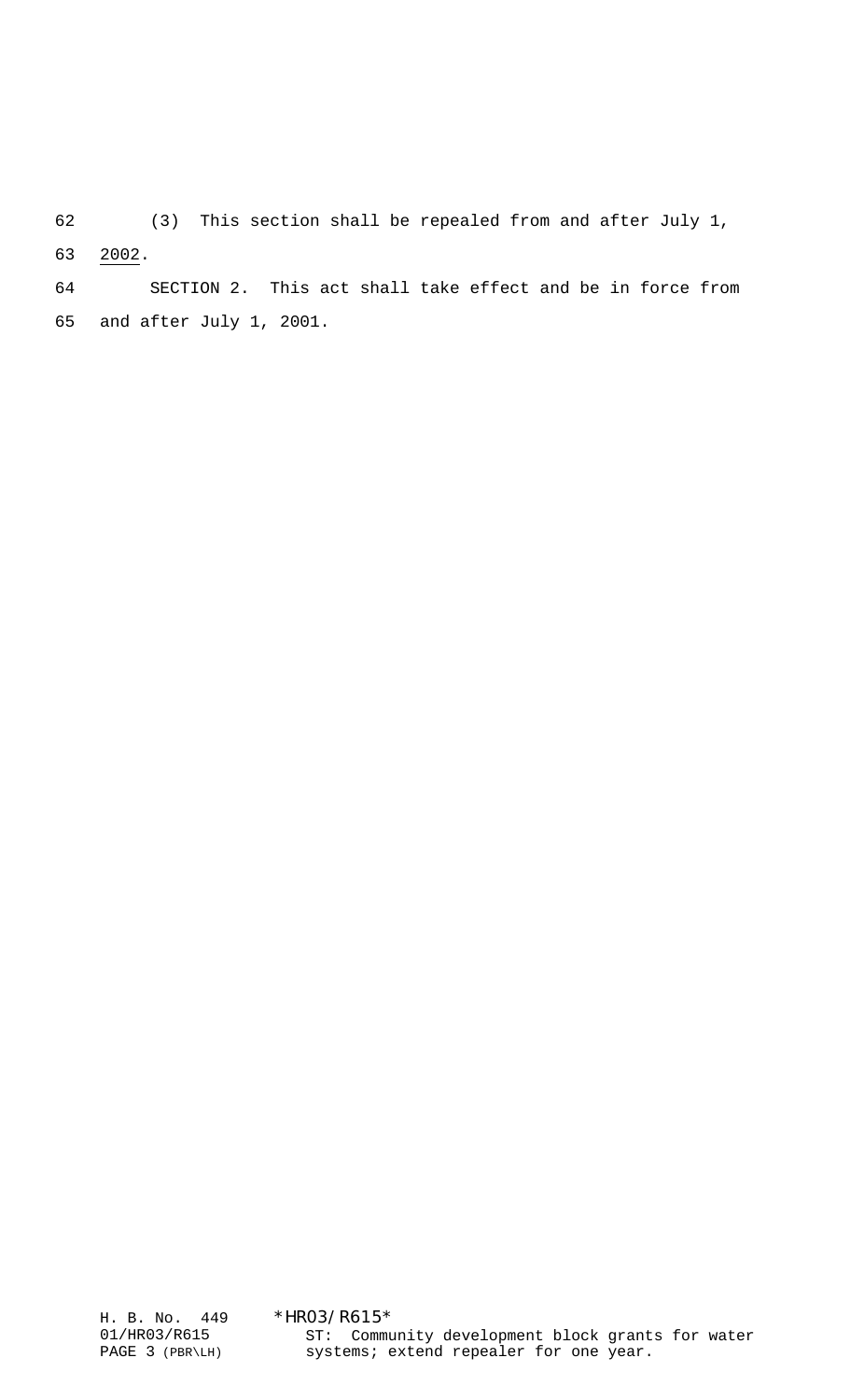62 (3) This section shall be repealed from and after July 1,

63 2002.

64 SECTION 2. This act shall take effect and be in force from

65 and after July 1, 2001.

ST: Community development block grants for water systems; extend repealer for one year.